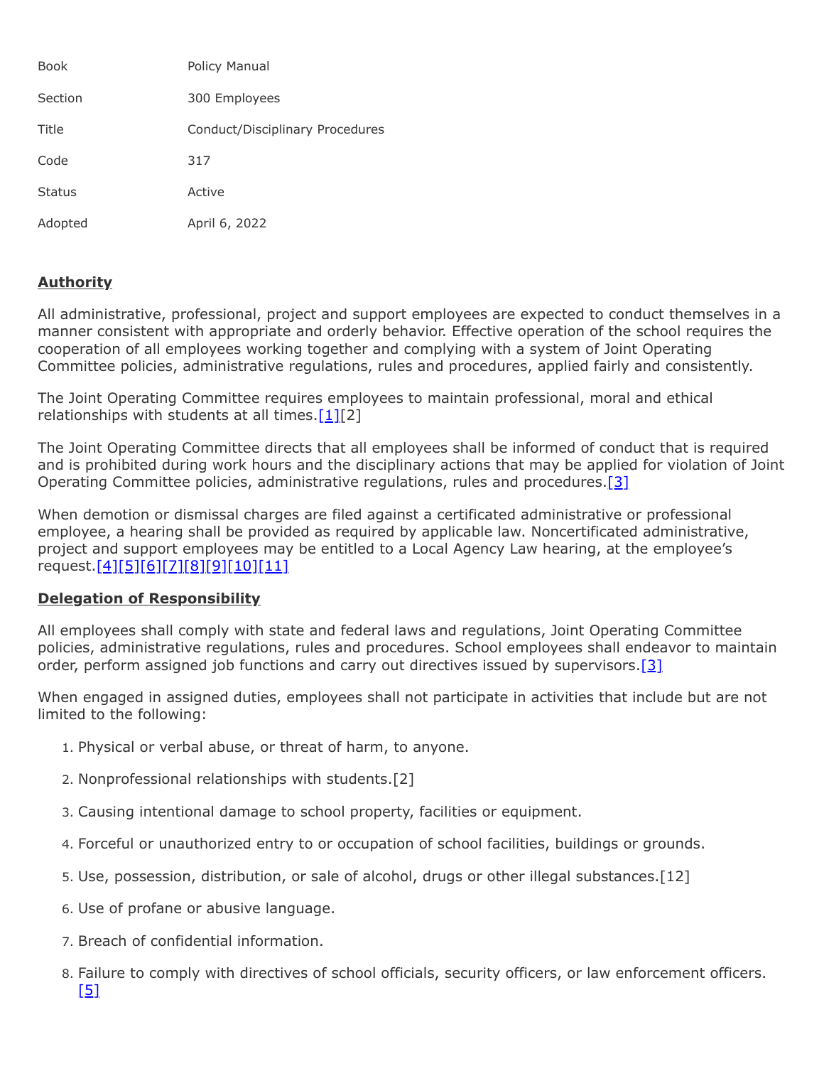| | |
|---|---|
| Book | Policy Manual |
| Section | 300 Employees |
| Title | Conduct/Disciplinary Procedures |
| Code | 317 |
| Status | Active |
| Adopted | April 6, 2022 |

## Authority

All administrative, professional, project and support employees are expected to conduct themselves in a manner consistent with appropriate and orderly behavior. Effective operation of the school requires the cooperation of all employees working together and complying with a system of Joint Operating Committee policies, administrative regulations, rules and procedures, applied fairly and consistently.

The Joint Operating Committee requires employees to maintain professional, moral and ethical relationships with students at all times.[1][2]

The Joint Operating Committee directs that all employees shall be informed of conduct that is required and is prohibited during work hours and the disciplinary actions that may be applied for violation of Joint Operating Committee policies, administrative regulations, rules and procedures.[3]

When demotion or dismissal charges are filed against a certificated administrative or professional employee, a hearing shall be provided as required by applicable law. Noncertificated administrative, project and support employees may be entitled to a Local Agency Law hearing, at the employee's request.[4][5][6][7][8][9][10][11]

## Delegation of Responsibility

All employees shall comply with state and federal laws and regulations, Joint Operating Committee policies, administrative regulations, rules and procedures. School employees shall endeavor to maintain order, perform assigned job functions and carry out directives issued by supervisors.[3]

When engaged in assigned duties, employees shall not participate in activities that include but are not limited to the following:

1. Physical or verbal abuse, or threat of harm, to anyone.
2. Nonprofessional relationships with students.[2]
3. Causing intentional damage to school property, facilities or equipment.
4. Forceful or unauthorized entry to or occupation of school facilities, buildings or grounds.
5. Use, possession, distribution, or sale of alcohol, drugs or other illegal substances.[12]
6. Use of profane or abusive language.
7. Breach of confidential information.
8. Failure to comply with directives of school officials, security officers, or law enforcement officers.[5]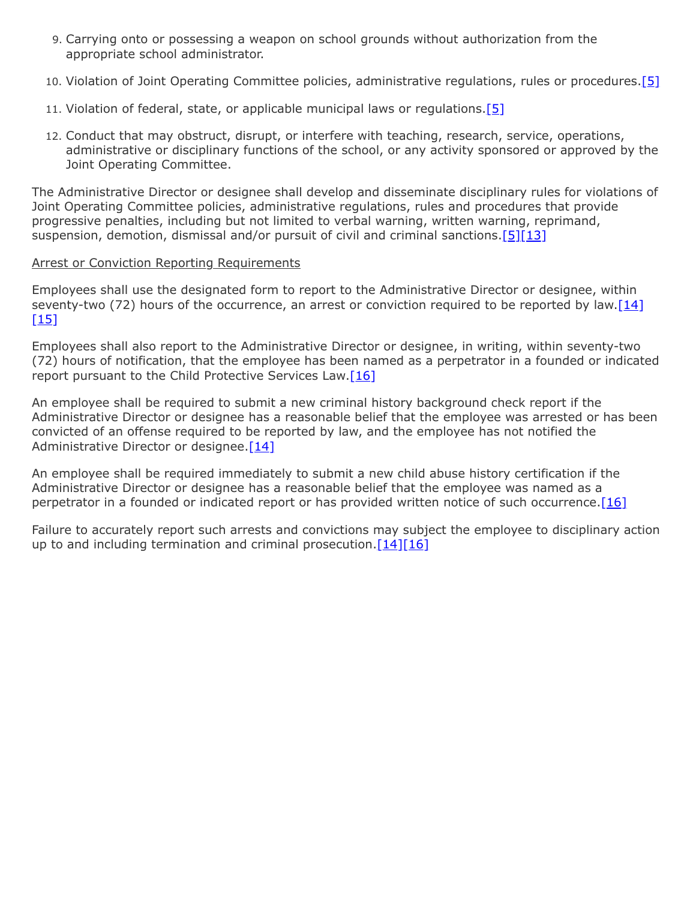9. Carrying onto or possessing a weapon on school grounds without authorization from the appropriate school administrator.
10. Violation of Joint Operating Committee policies, administrative regulations, rules or procedures.[5]
11. Violation of federal, state, or applicable municipal laws or regulations.[5]
12. Conduct that may obstruct, disrupt, or interfere with teaching, research, service, operations, administrative or disciplinary functions of the school, or any activity sponsored or approved by the Joint Operating Committee.

The Administrative Director or designee shall develop and disseminate disciplinary rules for violations of Joint Operating Committee policies, administrative regulations, rules and procedures that provide progressive penalties, including but not limited to verbal warning, written warning, reprimand, suspension, demotion, dismissal and/or pursuit of civil and criminal sanctions.[5][13]

<u>Arrest or Conviction Reporting Requirements</u>

Employees shall use the designated form to report to the Administrative Director or designee, within seventy-two (72) hours of the occurrence, an arrest or conviction required to be reported by law.[14][15]

Employees shall also report to the Administrative Director or designee, in writing, within seventy-two (72) hours of notification, that the employee has been named as a perpetrator in a founded or indicated report pursuant to the Child Protective Services Law.[16]

An employee shall be required to submit a new criminal history background check report if the Administrative Director or designee has a reasonable belief that the employee was arrested or has been convicted of an offense required to be reported by law, and the employee has not notified the Administrative Director or designee.[14]

An employee shall be required immediately to submit a new child abuse history certification if the Administrative Director or designee has a reasonable belief that the employee was named as a perpetrator in a founded or indicated report or has provided written notice of such occurrence.[16]

Failure to accurately report such arrests and convictions may subject the employee to disciplinary action up to and including termination and criminal prosecution.[14][16]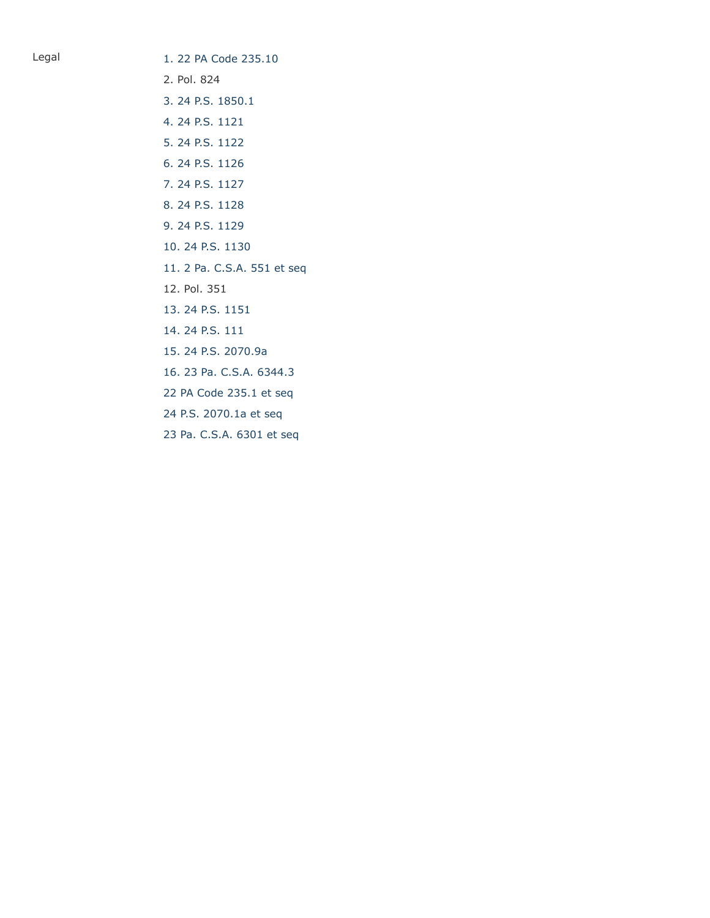Legal

1. 22 PA Code 235.10
2. Pol. 824
3. 24 P.S. 1850.1
4. 24 P.S. 1121
5. 24 P.S. 1122
6. 24 P.S. 1126
7. 24 P.S. 1127
8. 24 P.S. 1128
9. 24 P.S. 1129
10. 24 P.S. 1130
11. 2 Pa. C.S.A. 551 et seq
12. Pol. 351
13. 24 P.S. 1151
14. 24 P.S. 111
15. 24 P.S. 2070.9a
16. 23 Pa. C.S.A. 6344.3

22 PA Code 235.1 et seq

24 P.S. 2070.1a et seq

23 Pa. C.S.A. 6301 et seq